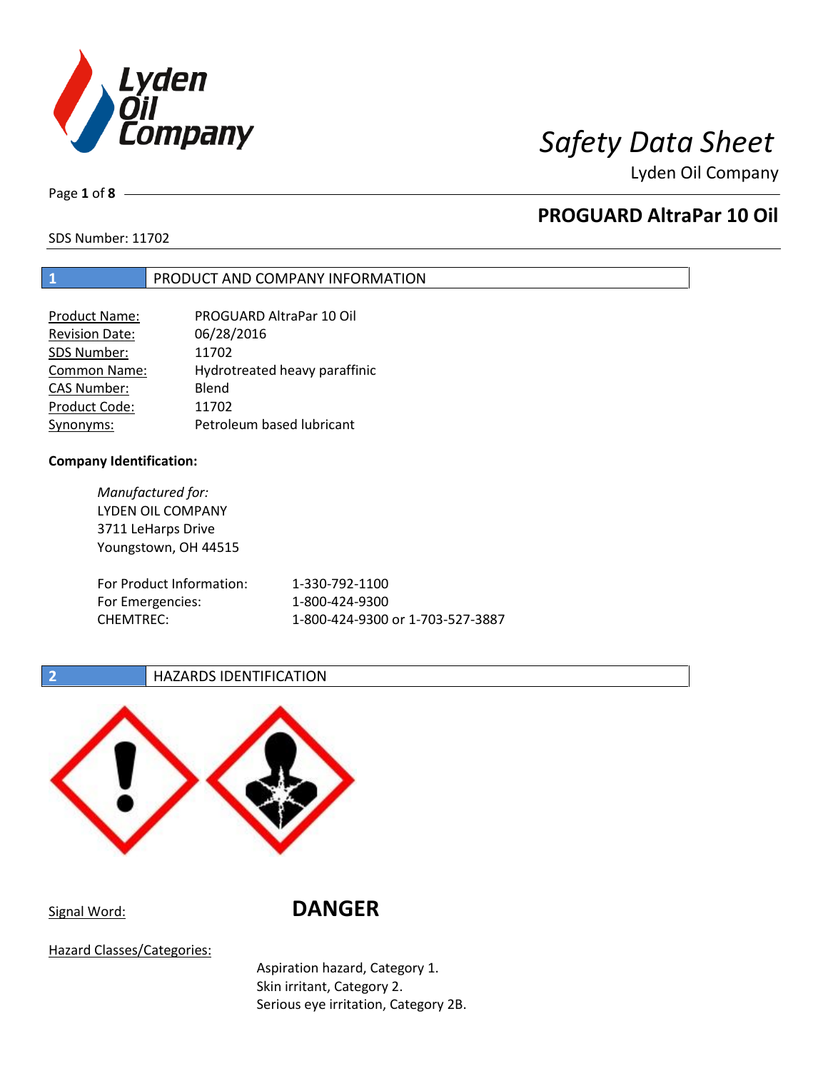# Safety Data Sheet

Lyden Oil Company

## PROGUARD AltraPar 10 Oil

SDS Number: 11702

## 1 PRODUCT AND COMPANY INFORMATION

| | |
|---|---|
| Product Name: | PROGUARD AltraPar 10 Oil |
| Revision Date: | 06/28/2016 |
| SDS Number: | 11702 |
| Common Name: | Hydrotreated heavy paraffinic |
| CAS Number: | Blend |
| Product Code: | 11702 |
| Synonyms: | Petroleum based lubricant |

**Company Identification:**

*Manufactured for:*
LYDEN OIL COMPANY
3711 LeHarps Drive
Youngstown, OH 44515

| | |
|---|---|
| For Product Information: | 1-330-792-1100 |
| For Emergencies: | 1-800-424-9300 |
| CHEMTREC: | 1-800-424-9300 or 1-703-527-3887 |

## 2 HAZARDS IDENTIFICATION

Signal Word: **DANGER**

Hazard Classes/Categories:

Aspiration hazard, Category 1.
Skin irritant, Category 2.
Serious eye irritation, Category 2B.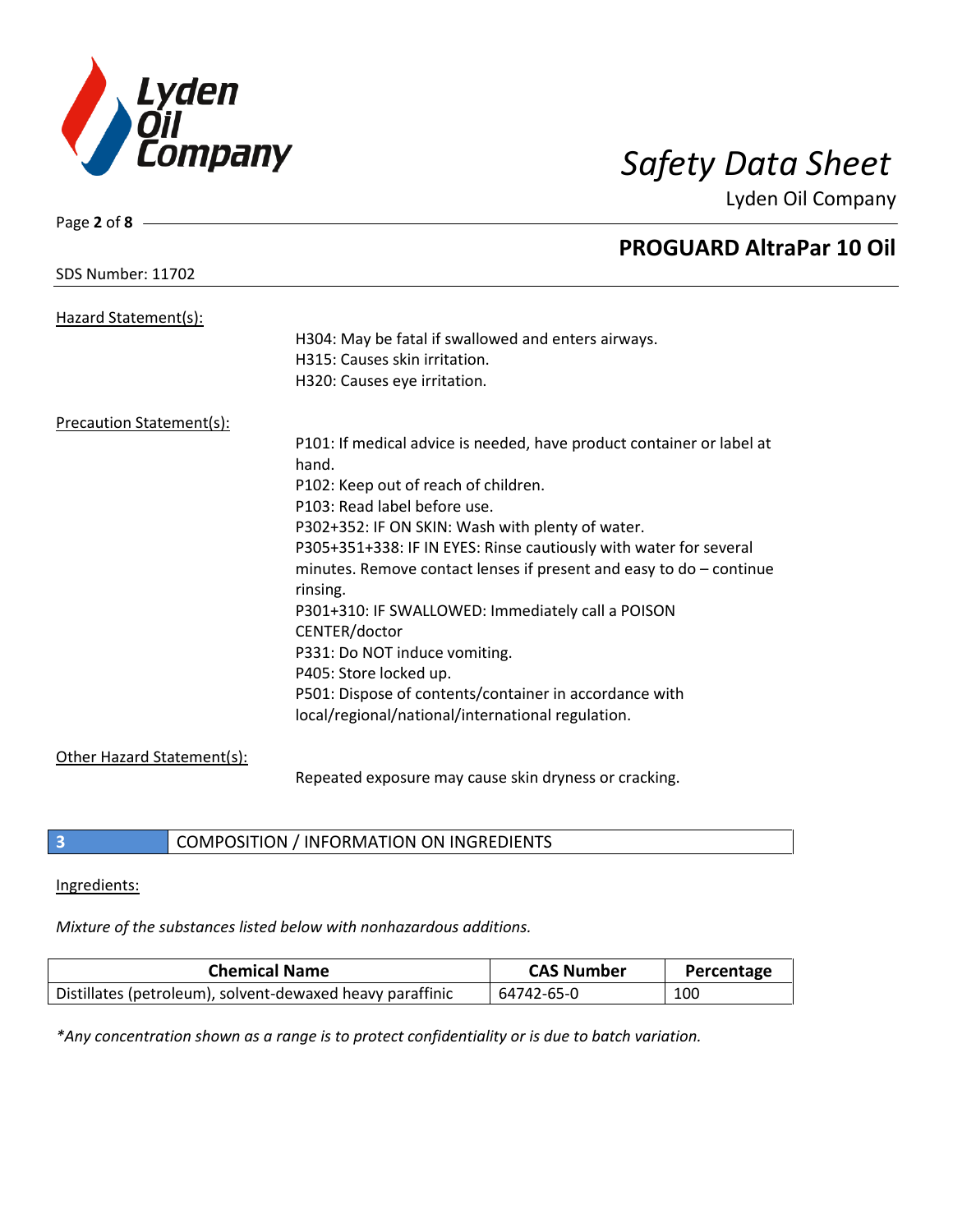Hazard Statement(s):

H304: May be fatal if swallowed and enters airways.
H315: Causes skin irritation.
H320: Causes eye irritation.

Precaution Statement(s):

P101: If medical advice is needed, have product container or label at hand.
P102: Keep out of reach of children.
P103: Read label before use.
P302+352: IF ON SKIN: Wash with plenty of water.
P305+351+338: IF IN EYES: Rinse cautiously with water for several minutes. Remove contact lenses if present and easy to do – continue rinsing.
P301+310: IF SWALLOWED: Immediately call a POISON CENTER/doctor
P331: Do NOT induce vomiting.
P405: Store locked up.
P501: Dispose of contents/container in accordance with local/regional/national/international regulation.

Other Hazard Statement(s):

Repeated exposure may cause skin dryness or cracking.

## 3 COMPOSITION / INFORMATION ON INGREDIENTS

Ingredients:

*Mixture of the substances listed below with nonhazardous additions.*

| Chemical Name | CAS Number | Percentage |
| --- | --- | --- |
| Distillates (petroleum), solvent-dewaxed heavy paraffinic | 64742-65-0 | 100 |

**Any concentration shown as a range is to protect confidentiality or is due to batch variation.*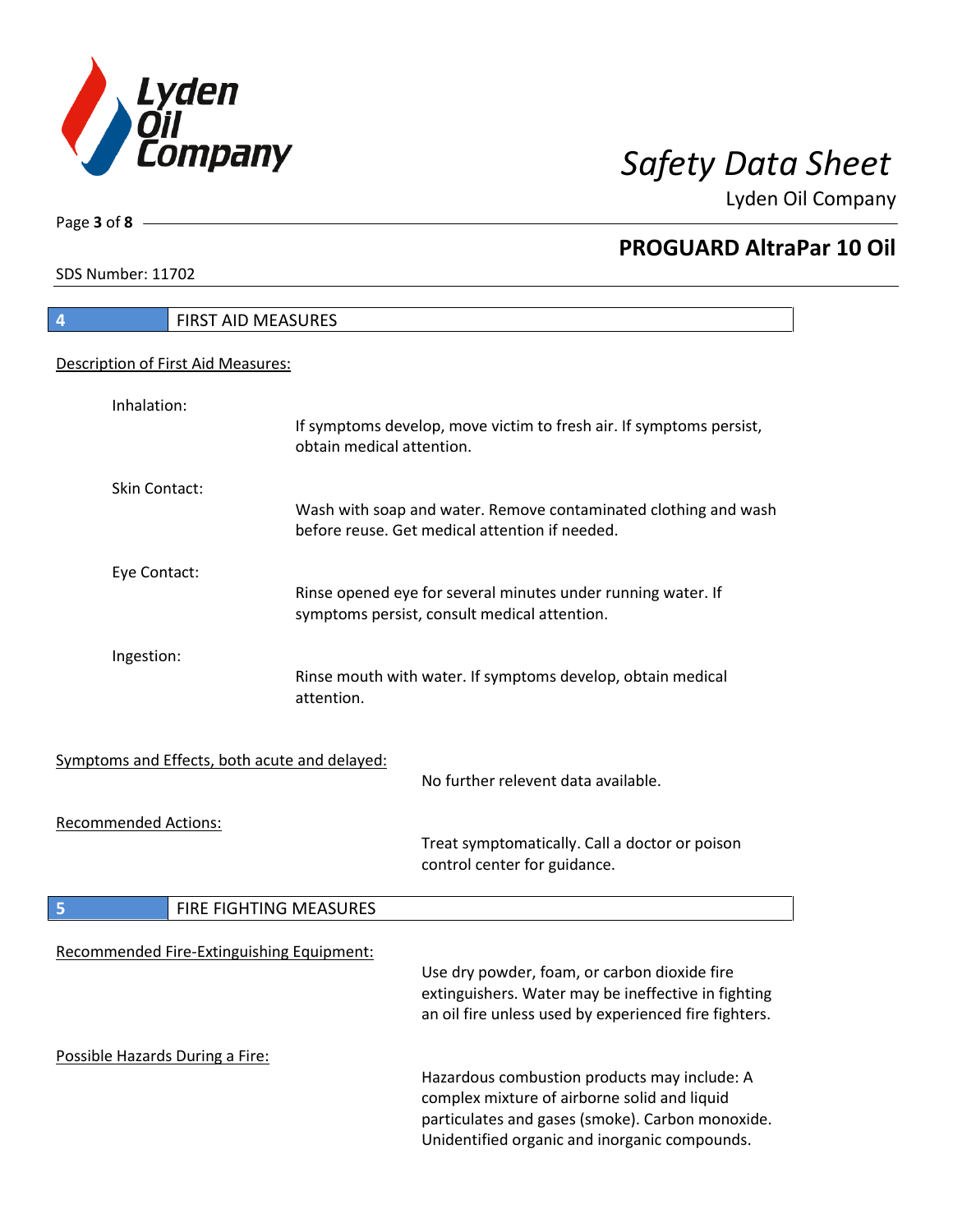## 4 FIRST AID MEASURES

Description of First Aid Measures:

**Inhalation:**
If symptoms develop, move victim to fresh air. If symptoms persist, obtain medical attention.

**Skin Contact:**
Wash with soap and water. Remove contaminated clothing and wash before reuse. Get medical attention if needed.

**Eye Contact:**
Rinse opened eye for several minutes under running water. If symptoms persist, consult medical attention.

**Ingestion:**
Rinse mouth with water. If symptoms develop, obtain medical attention.

Symptoms and Effects, both acute and delayed:

No further relevent data available.

Recommended Actions:

Treat symptomatically. Call a doctor or poison control center for guidance.

## 5 FIRE FIGHTING MEASURES

Recommended Fire-Extinguishing Equipment:

Use dry powder, foam, or carbon dioxide fire extinguishers. Water may be ineffective in fighting an oil fire unless used by experienced fire fighters.

Possible Hazards During a Fire:

Hazardous combustion products may include: A complex mixture of airborne solid and liquid particulates and gases (smoke). Carbon monoxide. Unidentified organic and inorganic compounds.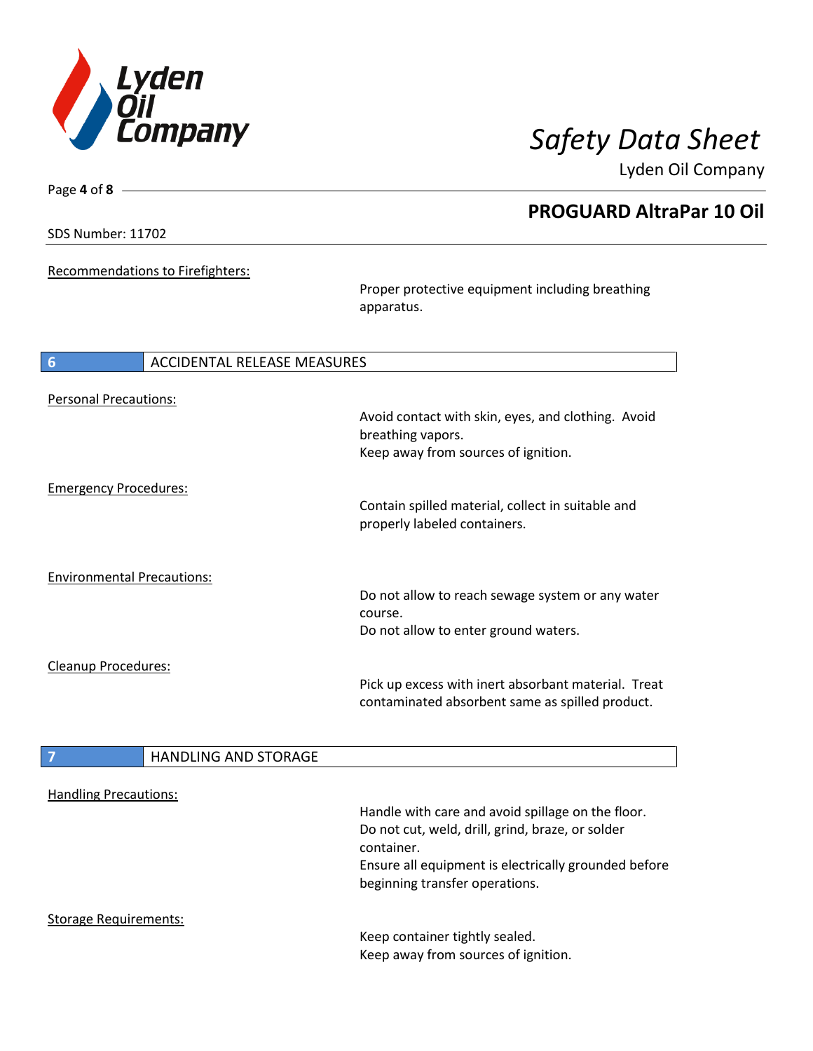Recommendations to Firefighters:

Proper protective equipment including breathing apparatus.

## 6 ACCIDENTAL RELEASE MEASURES

Personal Precautions:

Avoid contact with skin, eyes, and clothing. Avoid breathing vapors.
Keep away from sources of ignition.

Emergency Procedures:

Contain spilled material, collect in suitable and properly labeled containers.

Environmental Precautions:

Do not allow to reach sewage system or any water course.
Do not allow to enter ground waters.

Cleanup Procedures:

Pick up excess with inert absorbant material. Treat contaminated absorbent same as spilled product.

## 7 HANDLING AND STORAGE

Handling Precautions:

Handle with care and avoid spillage on the floor.
Do not cut, weld, drill, grind, braze, or solder container.
Ensure all equipment is electrically grounded before beginning transfer operations.

Storage Requirements:

Keep container tightly sealed.
Keep away from sources of ignition.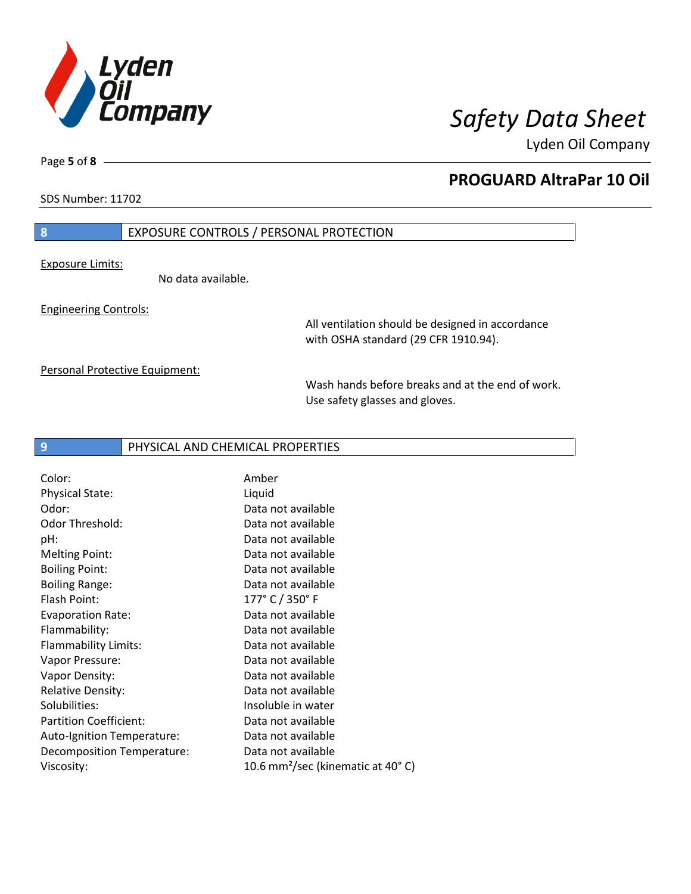## 8 EXPOSURE CONTROLS / PERSONAL PROTECTION

Exposure Limits:

No data available.

Engineering Controls:

All ventilation should be designed in accordance with OSHA standard (29 CFR 1910.94).

Personal Protective Equipment:

Wash hands before breaks and at the end of work. Use safety glasses and gloves.

## 9 PHYSICAL AND CHEMICAL PROPERTIES

| Property | Value |
|---|---|
| Color: | Amber |
| Physical State: | Liquid |
| Odor: | Data not available |
| Odor Threshold: | Data not available |
| pH: | Data not available |
| Melting Point: | Data not available |
| Boiling Point: | Data not available |
| Boiling Range: | Data not available |
| Flash Point: | 177° C / 350° F |
| Evaporation Rate: | Data not available |
| Flammability: | Data not available |
| Flammability Limits: | Data not available |
| Vapor Pressure: | Data not available |
| Vapor Density: | Data not available |
| Relative Density: | Data not available |
| Solubilities: | Insoluble in water |
| Partition Coefficient: | Data not available |
| Auto-Ignition Temperature: | Data not available |
| Decomposition Temperature: | Data not available |
| Viscosity: | 10.6 $mm^2$/sec (kinematic at 40° C) |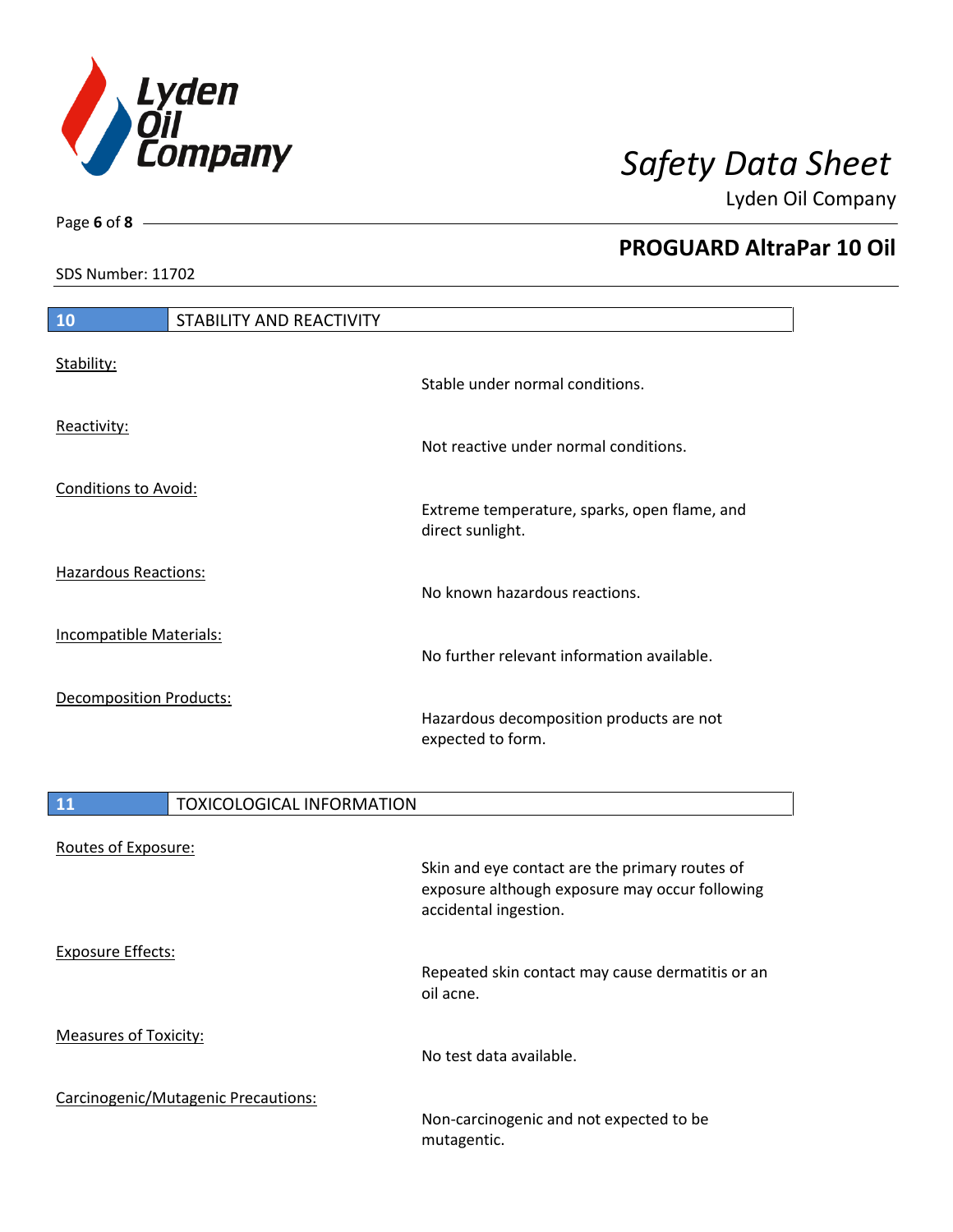## 10 STABILITY AND REACTIVITY

Stability:

Stable under normal conditions.

Reactivity:

Not reactive under normal conditions.

Conditions to Avoid:

Extreme temperature, sparks, open flame, and direct sunlight.

Hazardous Reactions:

No known hazardous reactions.

Incompatible Materials:

No further relevant information available.

Decomposition Products:

Hazardous decomposition products are not expected to form.

## 11 TOXICOLOGICAL INFORMATION

Routes of Exposure:

Skin and eye contact are the primary routes of exposure although exposure may occur following accidental ingestion.

Exposure Effects:

Repeated skin contact may cause dermatitis or an oil acne.

Measures of Toxicity:

No test data available.

Carcinogenic/Mutagenic Precautions:

Non-carcinogenic and not expected to be mutagentic.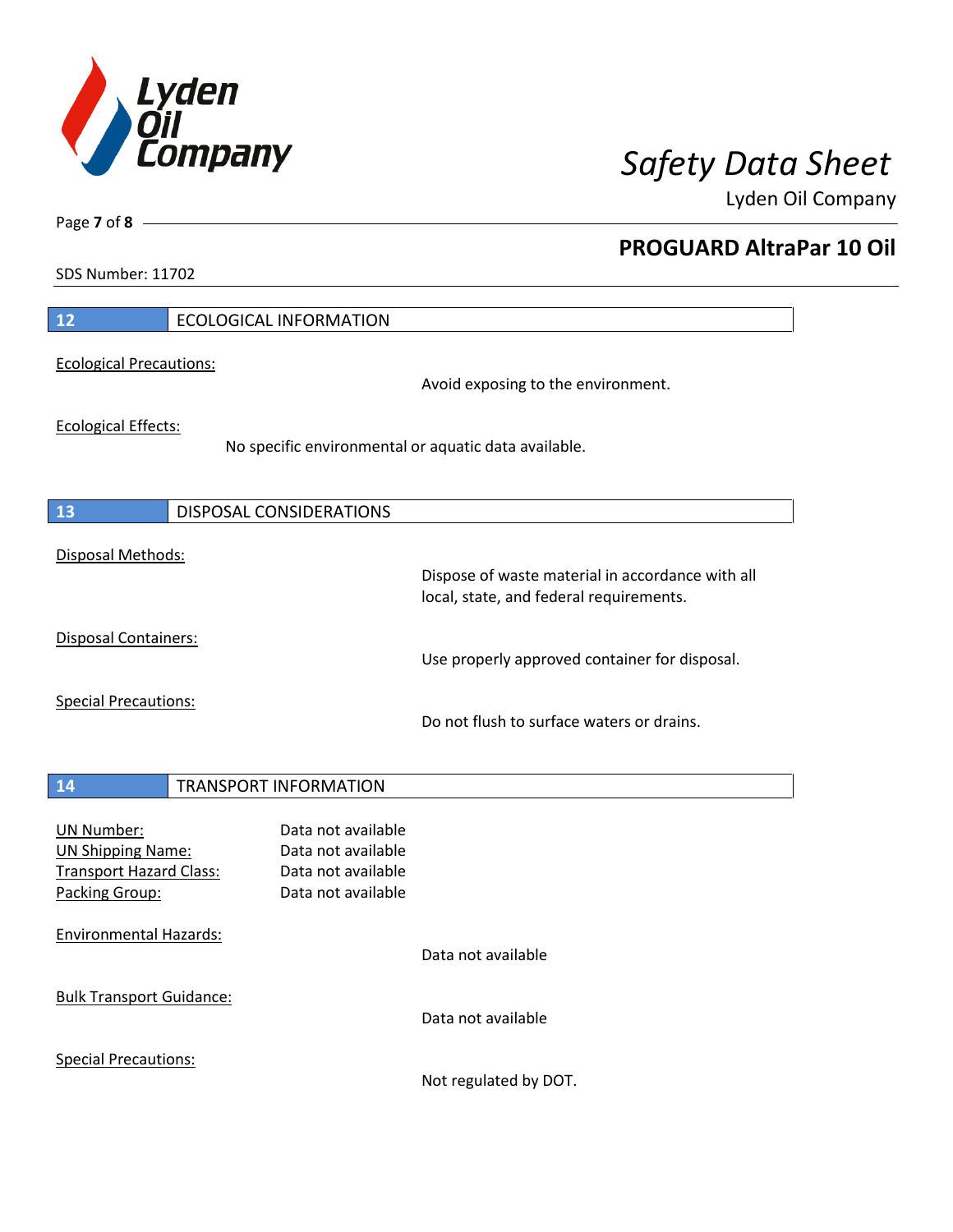## 12 ECOLOGICAL INFORMATION

Ecological Precautions:

Avoid exposing to the environment.

Ecological Effects:

No specific environmental or aquatic data available.

## 13 DISPOSAL CONSIDERATIONS

Disposal Methods:

Dispose of waste material in accordance with all local, state, and federal requirements.

Disposal Containers:

Use properly approved container for disposal.

Special Precautions:

Do not flush to surface waters or drains.

## 14 TRANSPORT INFORMATION

UN Number: Data not available
UN Shipping Name: Data not available
Transport Hazard Class: Data not available
Packing Group: Data not available

Environmental Hazards:

Data not available

Bulk Transport Guidance:

Data not available

Special Precautions:

Not regulated by DOT.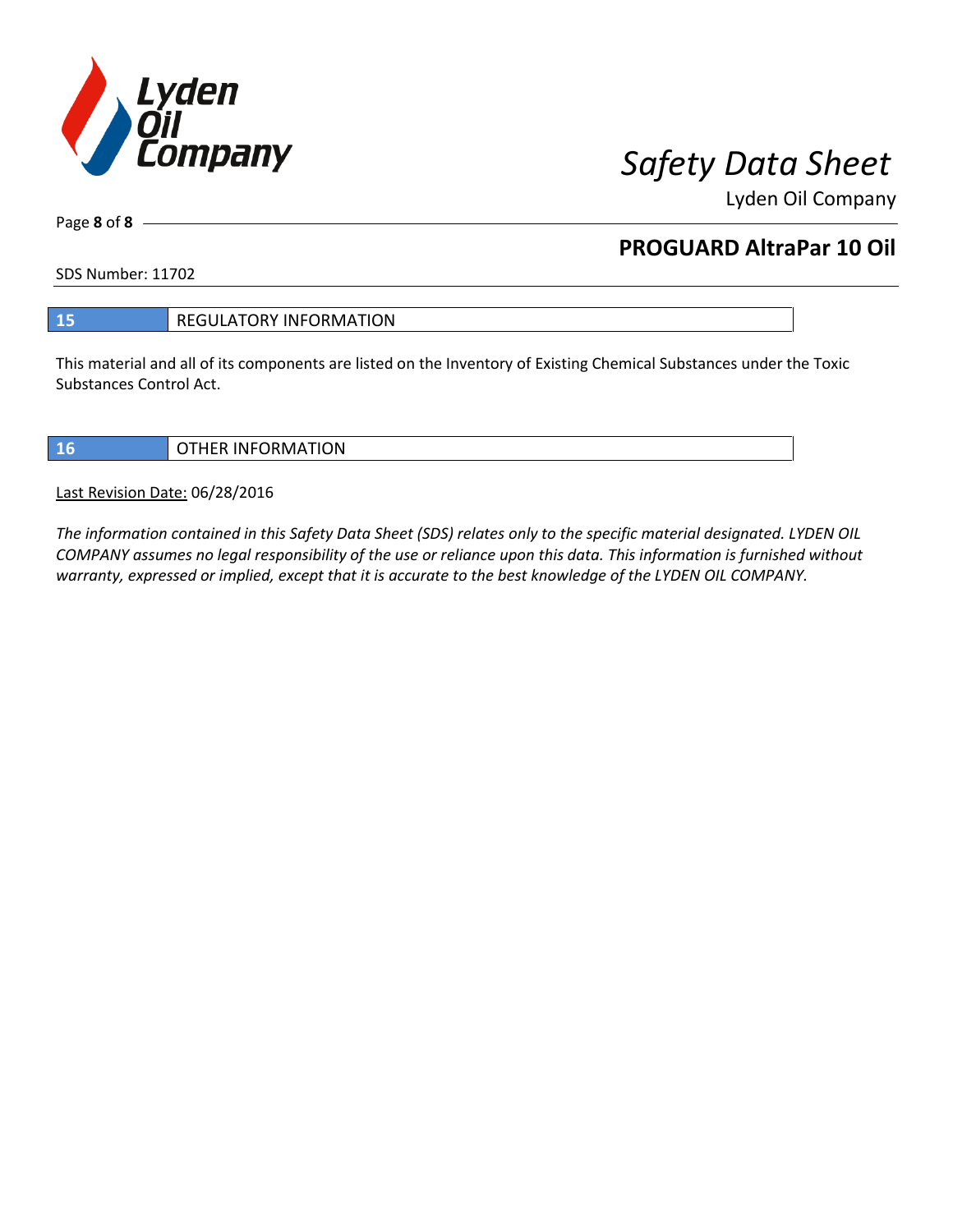## 15 REGULATORY INFORMATION

This material and all of its components are listed on the Inventory of Existing Chemical Substances under the Toxic Substances Control Act.

## 16 OTHER INFORMATION

Last Revision Date: 06/28/2016

*The information contained in this Safety Data Sheet (SDS) relates only to the specific material designated. LYDEN OIL COMPANY assumes no legal responsibility of the use or reliance upon this data. This information is furnished without warranty, expressed or implied, except that it is accurate to the best knowledge of the LYDEN OIL COMPANY.*